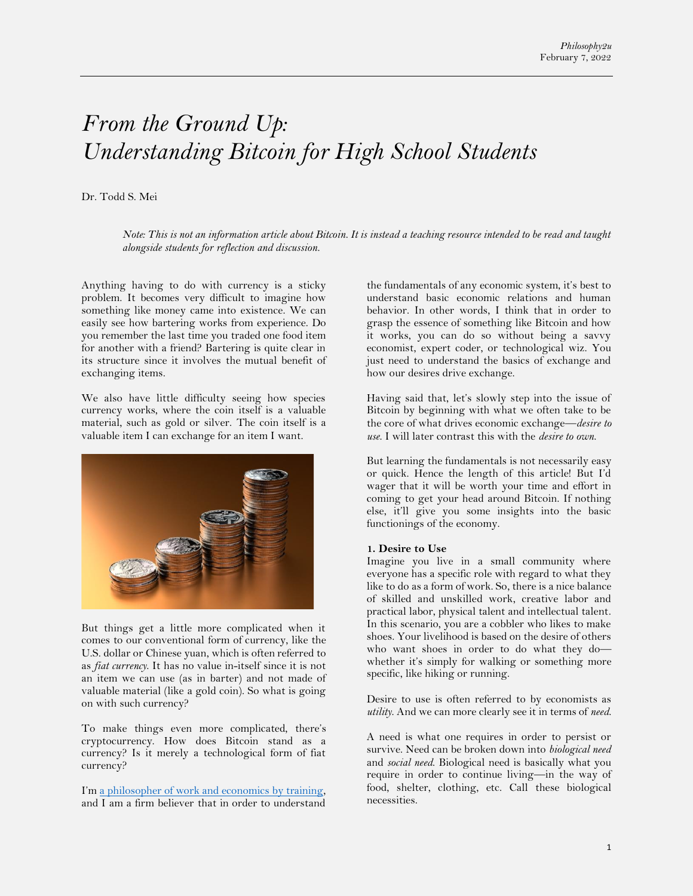# *From the Ground Up: Understanding Bitcoin for High School Students*

Dr. Todd S. Mei

*Note: This is not an information article about Bitcoin. It is instead a teaching resource intended to be read and taught alongside students for reflection and discussion.*

Anything having to do with currency is a sticky problem. It becomes very difficult to imagine how something like money came into existence. We can easily see how bartering works from experience. Do you remember the last time you traded one food item for another with a friend? Bartering is quite clear in its structure since it involves the mutual benefit of exchanging items.

We also have little difficulty seeing how species currency works, where the coin itself is a valuable material, such as gold or silver. The coin itself is a valuable item I can exchange for an item I want.

But things get a little more complicated when it comes to our conventional form of currency, like the U.S. dollar or Chinese yuan, which is often referred to as *fiat currency*. It has no value in-itself since it is not an item we can use (as in barter) and not made of valuable material (like a gold coin). So what is going on with such currency?

To make things even more complicated, there's cryptocurrency. How does Bitcoin stand as a currency? Is it merely a technological form of fiat currency?

I'm [a philosopher of work and economics by training](), and I am a firm believer that in order to understand the fundamentals of any economic system, it's best to understand basic economic relations and human behavior. In other words, I think that in order to grasp the essence of something like Bitcoin and how it works, you can do so without being a savvy economist, expert coder, or technological wiz. You just need to understand the basics of exchange and how our desires drive exchange.

Having said that, let's slowly step into the issue of Bitcoin by beginning with what we often take to be the core of what drives economic exchange—*desire to use*. I will later contrast this with the *desire to own*.

But learning the fundamentals is not necessarily easy or quick. Hence the length of this article! But I'd wager that it will be worth your time and effort in coming to get your head around Bitcoin. If nothing else, it'll give you some insights into the basic functionings of the economy.

### 1. Desire to Use

Imagine you live in a small community where everyone has a specific role with regard to what they like to do as a form of work. So, there is a nice balance of skilled and unskilled work, creative labor and practical labor, physical talent and intellectual talent. In this scenario, you are a cobbler who likes to make shoes. Your livelihood is based on the desire of others who want shoes in order to do what they do—whether it's simply for walking or something more specific, like hiking or running.

Desire to use is often referred to by economists as *utility*. And we can more clearly see it in terms of *need*.

A need is what one requires in order to persist or survive. Need can be broken down into *biological need* and *social need*. Biological need is basically what you require in order to continue living—in the way of food, shelter, clothing, etc. Call these biological necessities.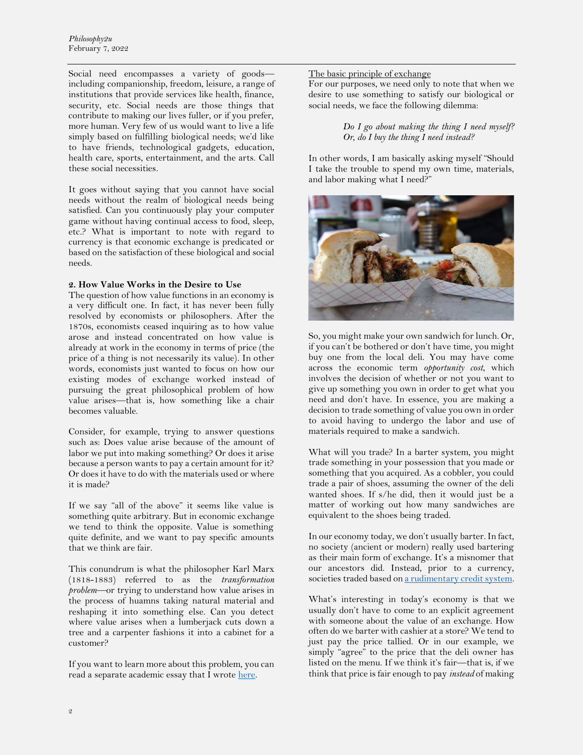Social need encompasses a variety of goods—including companionship, freedom, leisure, a range of institutions that provide services like health, finance, security, etc. Social needs are those things that contribute to making our lives fuller, or if you prefer, more human. Very few of us would want to live a life simply based on fulfilling biological needs; we'd like to have friends, technological gadgets, education, health care, sports, entertainment, and the arts. Call these social necessities.

It goes without saying that you cannot have social needs without the realm of biological needs being satisfied. Can you continuously play your computer game without having continual access to food, sleep, etc.? What is important to note with regard to currency is that economic exchange is predicated or based on the satisfaction of these biological and social needs.

### 2. How Value Works in the Desire to Use

The question of how value functions in an economy is a very difficult one. In fact, it has never been fully resolved by economists or philosophers. After the 1870s, economists ceased inquiring as to how value arose and instead concentrated on how value is already at work in the economy in terms of price (the price of a thing is not necessarily its value). In other words, economists just wanted to focus on how our existing modes of exchange worked instead of pursuing the great philosophical problem of how value arises—that is, how something like a chair becomes valuable.

Consider, for example, trying to answer questions such as: Does value arise because of the amount of labor we put into making something? Or does it arise because a person wants to pay a certain amount for it? Or does it have to do with the materials used or where it is made?

If we say "all of the above" it seems like value is something quite arbitrary. But in economic exchange we tend to think the opposite. Value is something quite definite, and we want to pay specific amounts that we think are fair.

This conundrum is what the philosopher Karl Marx (1818-1883) referred to as the *transformation problem*—or trying to understand how value arises in the process of huamns taking natural material and reshaping it into something else. Can you detect where value arises when a lumberjack cuts down a tree and a carpenter fashions it into a cabinet for a customer?

If you want to learn more about this problem, you can read a separate academic essay that I wrote here.

#### The basic principle of exchange

For our purposes, we need only to note that when we desire to use something to satisfy our biological or social needs, we face the following dilemma:

> *Do I go about making the thing I need myself? Or, do I buy the thing I need instead?*

In other words, I am basically asking myself "Should I take the trouble to spend my own time, materials, and labor making what I need?"

So, you might make your own sandwich for lunch. Or, if you can't be bothered or don't have time, you might buy one from the local deli. You may have come across the economic term *opportunity cost*, which involves the decision of whether or not you want to give up something you own in order to get what you need and don't have. In essence, you are making a decision to trade something of value you own in order to avoid having to undergo the labor and use of materials required to make a sandwich.

What will you trade? In a barter system, you might trade something in your possession that you made or something that you acquired. As a cobbler, you could trade a pair of shoes, assuming the owner of the deli wanted shoes. If s/he did, then it would just be a matter of working out how many sandwiches are equivalent to the shoes being traded.

In our economy today, we don't usually barter. In fact, no society (ancient or modern) really used bartering as their main form of exchange. It's a misnomer that our ancestors did. Instead, prior to a currency, societies traded based on a rudimentary credit system.

What's interesting in today's economy is that we usually don't have to come to an explicit agreement with someone about the value of an exchange. How often do we barter with cashier at a store? We tend to just pay the price tallied. Or in our example, we simply "agree" to the price that the deli owner has listed on the menu. If we think it's fair—that is, if we think that price is fair enough to pay *instead* of making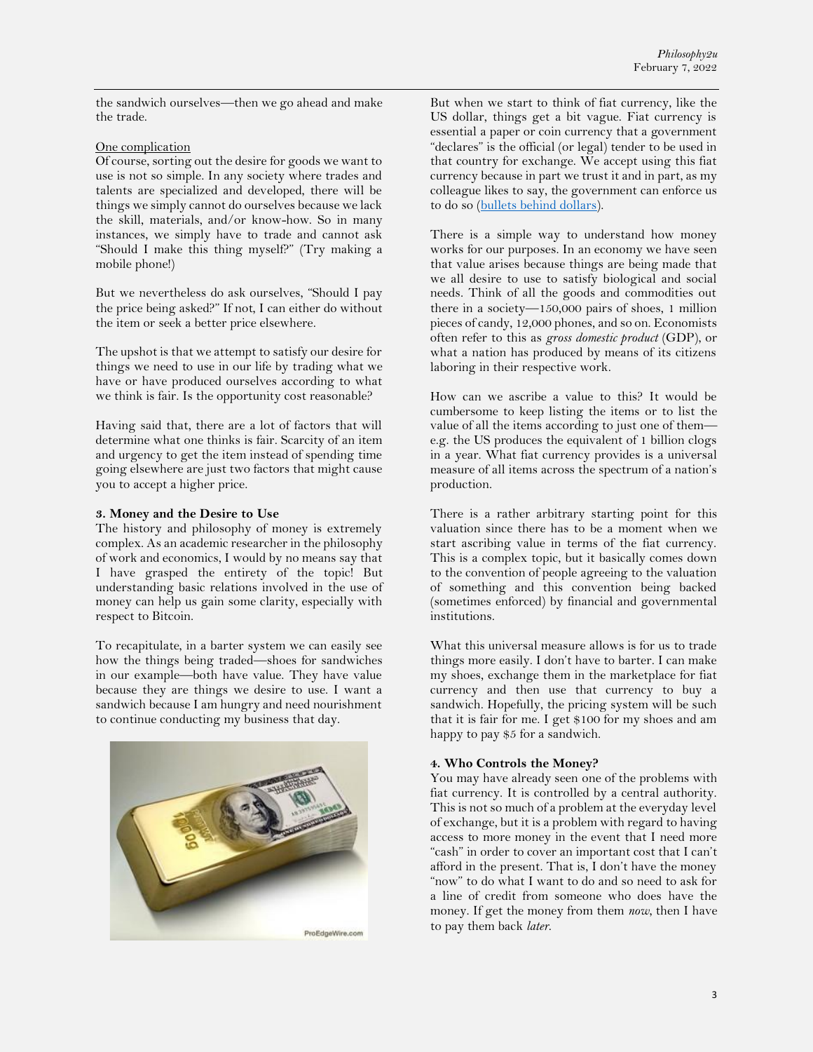the sandwich ourselves—then we go ahead and make the trade.

One complication

Of course, sorting out the desire for goods we want to use is not so simple. In any society where trades and talents are specialized and developed, there will be things we simply cannot do ourselves because we lack the skill, materials, and/or know-how. So in many instances, we simply have to trade and cannot ask "Should I make this thing myself?" (Try making a mobile phone!)

But we nevertheless do ask ourselves, "Should I pay the price being asked?" If not, I can either do without the item or seek a better price elsewhere.

The upshot is that we attempt to satisfy our desire for things we need to use in our life by trading what we have or have produced ourselves according to what we think is fair. Is the opportunity cost reasonable?

Having said that, there are a lot of factors that will determine what one thinks is fair. Scarcity of an item and urgency to get the item instead of spending time going elsewhere are just two factors that might cause you to accept a higher price.

**3. Money and the Desire to Use**

The history and philosophy of money is extremely complex. As an academic researcher in the philosophy of work and economics, I would by no means say that I have grasped the entirety of the topic! But understanding basic relations involved in the use of money can help us gain some clarity, especially with respect to Bitcoin.

To recapitulate, in a barter system we can easily see how the things being traded—shoes for sandwiches in our example—both have value. They have value because they are things we desire to use. I want a sandwich because I am hungry and need nourishment to continue conducting my business that day.

But when we start to think of fiat currency, like the US dollar, things get a bit vague. Fiat currency is essential a paper or coin currency that a government "declares" is the official (or legal) tender to be used in that country for exchange. We accept using this fiat currency because in part we trust it and in part, as my colleague likes to say, the government can enforce us to do so (bullets behind dollars).

There is a simple way to understand how money works for our purposes. In an economy we have seen that value arises because things are being made that we all desire to use to satisfy biological and social needs. Think of all the goods and commodities out there in a society—150,000 pairs of shoes, 1 million pieces of candy, 12,000 phones, and so on. Economists often refer to this as *gross domestic product* (GDP), or what a nation has produced by means of its citizens laboring in their respective work.

How can we ascribe a value to this? It would be cumbersome to keep listing the items or to list the value of all the items according to just one of them—e.g. the US produces the equivalent of 1 billion clogs in a year. What fiat currency provides is a universal measure of all items across the spectrum of a nation's production.

There is a rather arbitrary starting point for this valuation since there has to be a moment when we start ascribing value in terms of the fiat currency. This is a complex topic, but it basically comes down to the convention of people agreeing to the valuation of something and this convention being backed (sometimes enforced) by financial and governmental institutions.

What this universal measure allows is for us to trade things more easily. I don't have to barter. I can make my shoes, exchange them in the marketplace for fiat currency and then use that currency to buy a sandwich. Hopefully, the pricing system will be such that it is fair for me. I get $100 for my shoes and am happy to pay $5 for a sandwich.

**4. Who Controls the Money?**

You may have already seen one of the problems with fiat currency. It is controlled by a central authority. This is not so much of a problem at the everyday level of exchange, but it is a problem with regard to having access to more money in the event that I need more "cash" in order to cover an important cost that I can't afford in the present. That is, I don't have the money "now" to do what I want to do and so need to ask for a line of credit from someone who does have the money. If get the money from them *now*, then I have to pay them back *later*.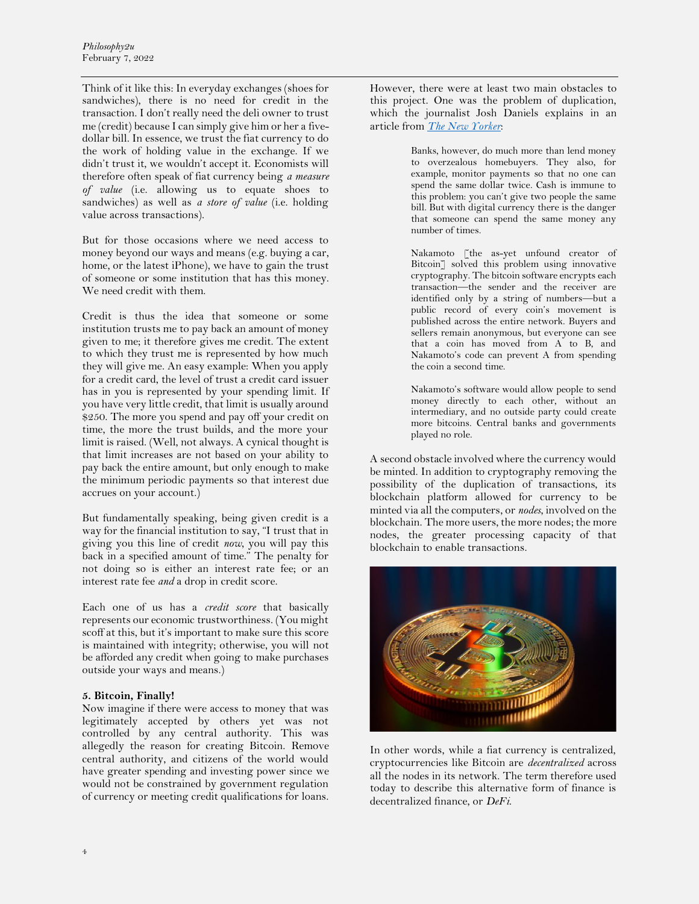Think of it like this: In everyday exchanges (shoes for sandwiches), there is no need for credit in the transaction. I don't really need the deli owner to trust me (credit) because I can simply give him or her a five-dollar bill. In essence, we trust the fiat currency to do the work of holding value in the exchange. If we didn't trust it, we wouldn't accept it. Economists will therefore often speak of fiat currency being *a measure of value* (i.e. allowing us to equate shoes to sandwiches) as well as *a store of value* (i.e. holding value across transactions).

But for those occasions where we need access to money beyond our ways and means (e.g. buying a car, home, or the latest iPhone), we have to gain the trust of someone or some institution that has this money. We need credit with them.

Credit is thus the idea that someone or some institution trusts me to pay back an amount of money given to me; it therefore gives me credit. The extent to which they trust me is represented by how much they will give me. An easy example: When you apply for a credit card, the level of trust a credit card issuer has in you is represented by your spending limit. If you have very little credit, that limit is usually around $250. The more you spend and pay off your credit on time, the more the trust builds, and the more your limit is raised. (Well, not always. A cynical thought is that limit increases are not based on your ability to pay back the entire amount, but only enough to make the minimum periodic payments so that interest due accrues on your account.)

But fundamentally speaking, being given credit is a way for the financial institution to say, "I trust that in giving you this line of credit *now*, you will pay this back in a specified amount of time." The penalty for not doing so is either an interest rate fee; or an interest rate fee *and* a drop in credit score.

Each one of us has a *credit score* that basically represents our economic trustworthiness. (You might scoff at this, but it's important to make sure this score is maintained with integrity; otherwise, you will not be afforded any credit when going to make purchases outside your ways and means.)

**5. Bitcoin, Finally!**

Now imagine if there were access to money that was legitimately accepted by others yet was not controlled by any central authority. This was allegedly the reason for creating Bitcoin. Remove central authority, and citizens of the world would have greater spending and investing power since we would not be constrained by government regulation of currency or meeting credit qualifications for loans.

However, there were at least two main obstacles to this project. One was the problem of duplication, which the journalist Josh Daniels explains in an article from *The New Yorker*:

> Banks, however, do much more than lend money to overzealous homebuyers. They also, for example, monitor payments so that no one can spend the same dollar twice. Cash is immune to this problem: you can't give two people the same bill. But with digital currency there is the danger that someone can spend the same money any number of times.
>
> Nakamoto [the as-yet unfound creator of Bitcoin] solved this problem using innovative cryptography. The bitcoin software encrypts each transaction—the sender and the receiver are identified only by a string of numbers—but a public record of every coin's movement is published across the entire network. Buyers and sellers remain anonymous, but everyone can see that a coin has moved from A to B, and Nakamoto's code can prevent A from spending the coin a second time.
>
> Nakamoto's software would allow people to send money directly to each other, without an intermediary, and no outside party could create more bitcoins. Central banks and governments played no role.

A second obstacle involved where the currency would be minted. In addition to cryptography removing the possibility of the duplication of transactions, its blockchain platform allowed for currency to be minted via all the computers, or *nodes*, involved on the blockchain. The more users, the more nodes; the more nodes, the greater processing capacity of that blockchain to enable transactions.

In other words, while a fiat currency is centralized, cryptocurrencies like Bitcoin are *decentralized* across all the nodes in its network. The term therefore used today to describe this alternative form of finance is decentralized finance, or *DeFi*.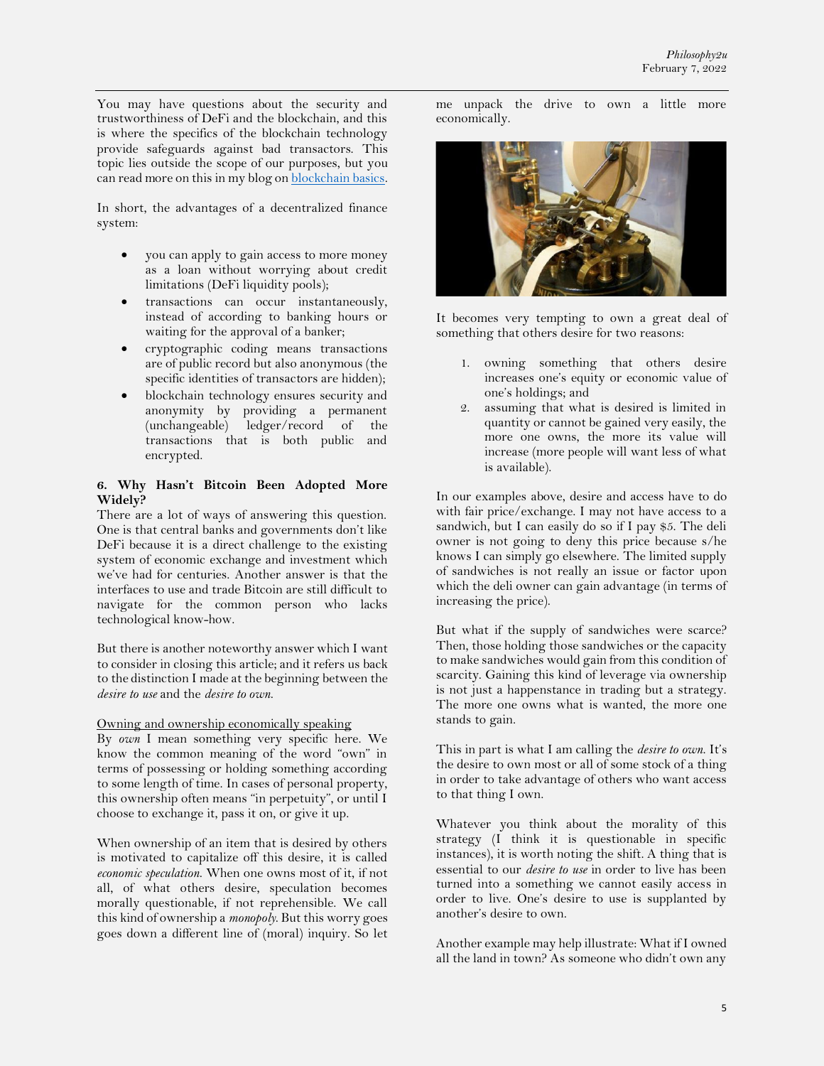You may have questions about the security and trustworthiness of DeFi and the blockchain, and this is where the specifics of the blockchain technology provide safeguards against bad transactors. This topic lies outside the scope of our purposes, but you can read more on this in my blog on blockchain basics.

In short, the advantages of a decentralized finance system:

- you can apply to gain access to more money as a loan without worrying about credit limitations (DeFi liquidity pools);
- transactions can occur instantaneously, instead of according to banking hours or waiting for the approval of a banker;
- cryptographic coding means transactions are of public record but also anonymous (the specific identities of transactors are hidden);
- blockchain technology ensures security and anonymity by providing a permanent (unchangeable) ledger/record of the transactions that is both public and encrypted.

### 6. Why Hasn't Bitcoin Been Adopted More Widely?

There are a lot of ways of answering this question. One is that central banks and governments don't like DeFi because it is a direct challenge to the existing system of economic exchange and investment which we've had for centuries. Another answer is that the interfaces to use and trade Bitcoin are still difficult to navigate for the common person who lacks technological know-how.

But there is another noteworthy answer which I want to consider in closing this article; and it refers us back to the distinction I made at the beginning between the *desire to use* and the *desire to own.*

Owning and ownership economically speaking

By *own* I mean something very specific here. We know the common meaning of the word "own" in terms of possessing or holding something according to some length of time. In cases of personal property, this ownership often means "in perpetuity", or until I choose to exchange it, pass it on, or give it up.

When ownership of an item that is desired by others is motivated to capitalize off this desire, it is called *economic speculation.* When one owns most of it, if not all, of what others desire, speculation becomes morally questionable, if not reprehensible. We call this kind of ownership a *monopoly.* But this worry goes goes down a different line of (moral) inquiry. So let me unpack the drive to own a little more economically.

It becomes very tempting to own a great deal of something that others desire for two reasons:

1. owning something that others desire increases one's equity or economic value of one's holdings; and
2. assuming that what is desired is limited in quantity or cannot be gained very easily, the more one owns, the more its value will increase (more people will want less of what is available).

In our examples above, desire and access have to do with fair price/exchange. I may not have access to a sandwich, but I can easily do so if I pay $5. The deli owner is not going to deny this price because s/he knows I can simply go elsewhere. The limited supply of sandwiches is not really an issue or factor upon which the deli owner can gain advantage (in terms of increasing the price).

But what if the supply of sandwiches were scarce? Then, those holding those sandwiches or the capacity to make sandwiches would gain from this condition of scarcity. Gaining this kind of leverage via ownership is not just a happenstance in trading but a strategy. The more one owns what is wanted, the more one stands to gain.

This in part is what I am calling the *desire to own.* It's the desire to own most or all of some stock of a thing in order to take advantage of others who want access to that thing I own.

Whatever you think about the morality of this strategy (I think it is questionable in specific instances), it is worth noting the shift. A thing that is essential to our *desire to use* in order to live has been turned into a something we cannot easily access in order to live. One's desire to use is supplanted by another's desire to own.

Another example may help illustrate: What if I owned all the land in town? As someone who didn't own any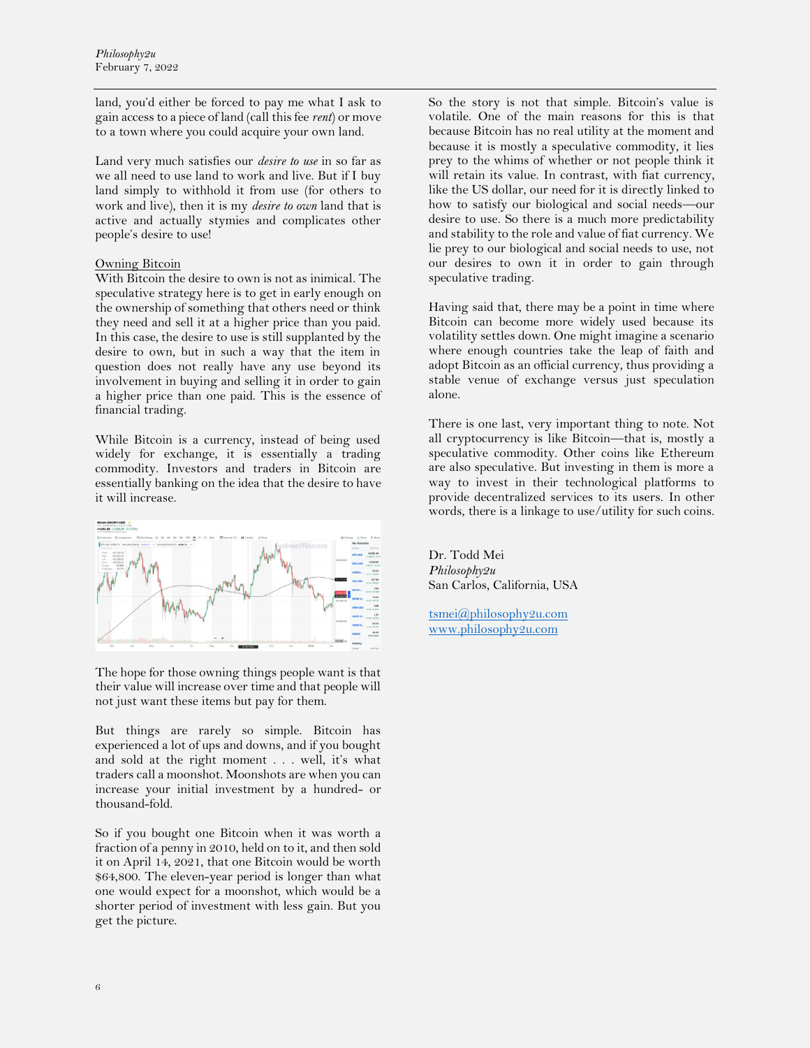land, you'd either be forced to pay me what I ask to gain access to a piece of land (call this fee *rent*) or move to a town where you could acquire your own land.

Land very much satisfies our *desire to use* in so far as we all need to use land to work and live. But if I buy land simply to withhold it from use (for others to work and live), then it is my *desire to own* land that is active and actually stymies and complicates other people's desire to use!

Owning Bitcoin

With Bitcoin the desire to own is not as inimical. The speculative strategy here is to get in early enough on the ownership of something that others need or think they need and sell it at a higher price than you paid. In this case, the desire to use is still supplanted by the desire to own, but in such a way that the item in question does not really have any use beyond its involvement in buying and selling it in order to gain a higher price than one paid. This is the essence of financial trading.

While Bitcoin is a currency, instead of being used widely for exchange, it is essentially a trading commodity. Investors and traders in Bitcoin are essentially banking on the idea that the desire to have it will increase.

The hope for those owning things people want is that their value will increase over time and that people will not just want these items but pay for them.

But things are rarely so simple. Bitcoin has experienced a lot of ups and downs, and if you bought and sold at the right moment . . . well, it's what traders call a moonshot. Moonshots are when you can increase your initial investment by a hundred- or thousand-fold.

So if you bought one Bitcoin when it was worth a fraction of a penny in 2010, held on to it, and then sold it on April 14, 2021, that one Bitcoin would be worth $64,800. The eleven-year period is longer than what one would expect for a moonshot, which would be a shorter period of investment with less gain. But you get the picture.

So the story is not that simple. Bitcoin's value is volatile. One of the main reasons for this is that because Bitcoin has no real utility at the moment and because it is mostly a speculative commodity, it lies prey to the whims of whether or not people think it will retain its value. In contrast, with fiat currency, like the US dollar, our need for it is directly linked to how to satisfy our biological and social needs—our desire to use. So there is a much more predictability and stability to the role and value of fiat currency. We lie prey to our biological and social needs to use, not our desires to own it in order to gain through speculative trading.

Having said that, there may be a point in time where Bitcoin can become more widely used because its volatility settles down. One might imagine a scenario where enough countries take the leap of faith and adopt Bitcoin as an official currency, thus providing a stable venue of exchange versus just speculation alone.

There is one last, very important thing to note. Not all cryptocurrency is like Bitcoin—that is, mostly a speculative commodity. Other coins like Ethereum are also speculative. But investing in them is more a way to invest in their technological platforms to provide decentralized services to its users. In other words, there is a linkage to use/utility for such coins.

Dr. Todd Mei
*Philosophy2u*
San Carlos, California, USA

[tsmei@philosophy2u.com](mailto:tsmei@philosophy2u.com)
[www.philosophy2u.com](http://www.philosophy2u.com)